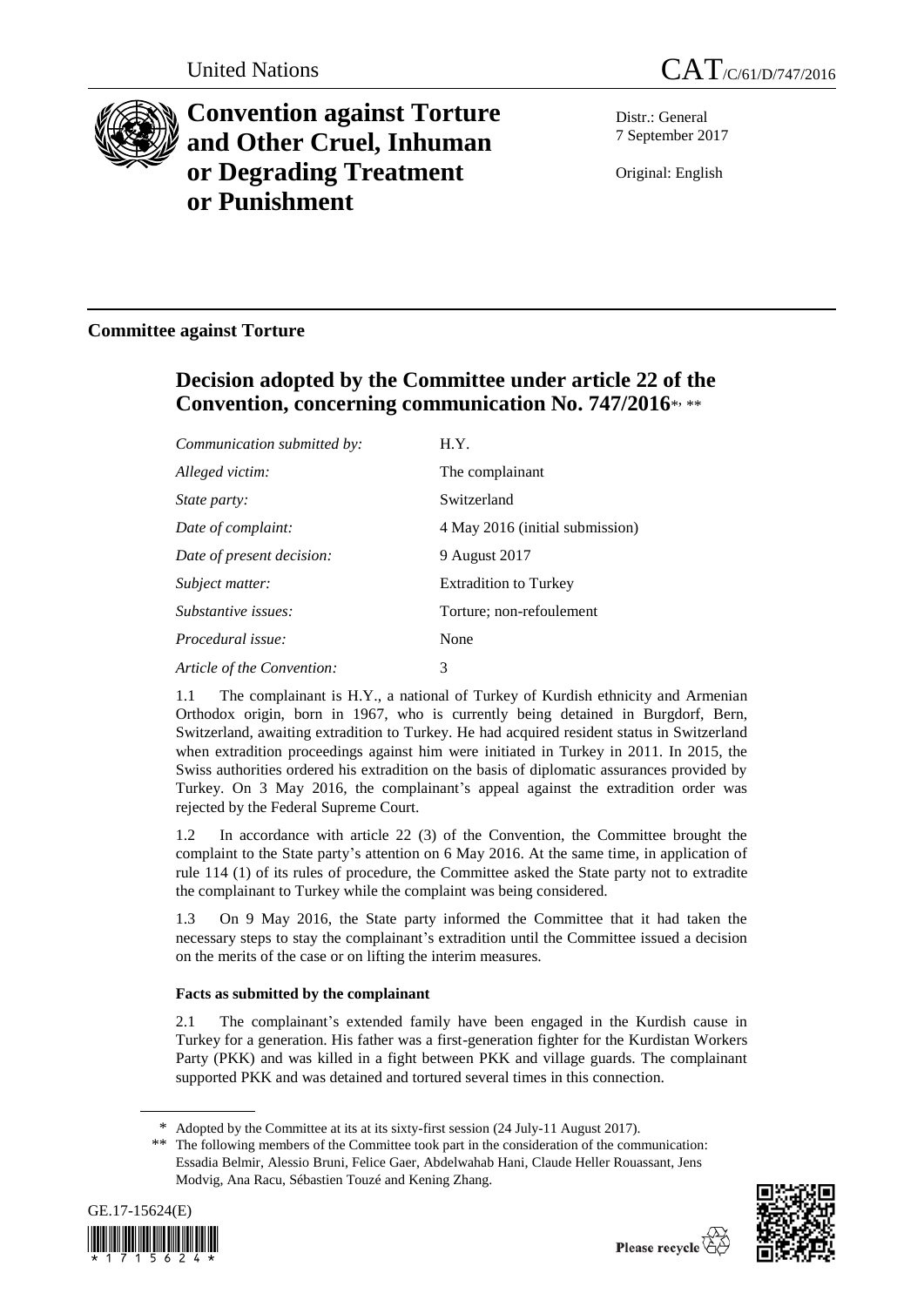United Nations

# CAT/C/61/D/747/2016

## Convention against Torture and Other Cruel, Inhuman or Degrading Treatment or Punishment

Distr.: General
7 September 2017

Original: English

### Committee against Torture

## Decision adopted by the Committee under article 22 of the Convention, concerning communication No. 747/2016*, **

| | |
|---|---|
| *Communication submitted by:* | H.Y. |
| *Alleged victim:* | The complainant |
| *State party:* | Switzerland |
| *Date of complaint:* | 4 May 2016 (initial submission) |
| *Date of present decision:* | 9 August 2017 |
| *Subject matter:* | Extradition to Turkey |
| *Substantive issues:* | Torture; non-refoulement |
| *Procedural issue:* | None |
| *Article of the Convention:* | 3 |

1.1 The complainant is H.Y., a national of Turkey of Kurdish ethnicity and Armenian Orthodox origin, born in 1967, who is currently being detained in Burgdorf, Bern, Switzerland, awaiting extradition to Turkey. He had acquired resident status in Switzerland when extradition proceedings against him were initiated in Turkey in 2011. In 2015, the Swiss authorities ordered his extradition on the basis of diplomatic assurances provided by Turkey. On 3 May 2016, the complainant's appeal against the extradition order was rejected by the Federal Supreme Court.

1.2 In accordance with article 22 (3) of the Convention, the Committee brought the complaint to the State party's attention on 6 May 2016. At the same time, in application of rule 114 (1) of its rules of procedure, the Committee asked the State party not to extradite the complainant to Turkey while the complaint was being considered.

1.3 On 9 May 2016, the State party informed the Committee that it had taken the necessary steps to stay the complainant's extradition until the Committee issued a decision on the merits of the case or on lifting the interim measures.

**Facts as submitted by the complainant**

2.1 The complainant's extended family have been engaged in the Kurdish cause in Turkey for a generation. His father was a first-generation fighter for the Kurdistan Workers Party (PKK) and was killed in a fight between PKK and village guards. The complainant supported PKK and was detained and tortured several times in this connection.

\* Adopted by the Committee at its at its sixty-first session (24 July-11 August 2017).

\*\* The following members of the Committee took part in the consideration of the communication: Essadia Belmir, Alessio Bruni, Felice Gaer, Abdelwahab Hani, Claude Heller Rouassant, Jens Modvig, Ana Racu, Sébastien Touzé and Kening Zhang.

GE.17-15624(E)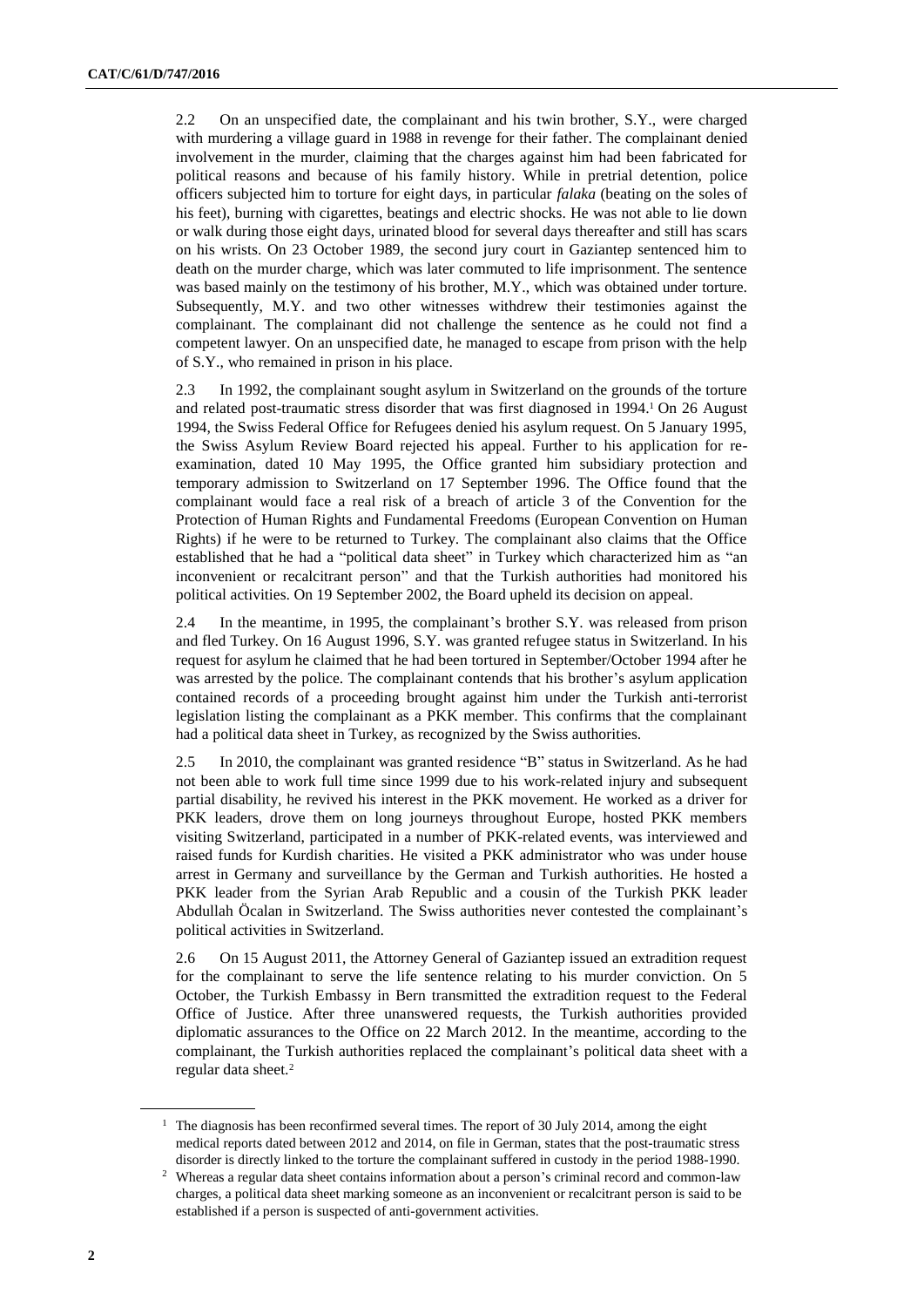2.2 On an unspecified date, the complainant and his twin brother, S.Y., were charged with murdering a village guard in 1988 in revenge for their father. The complainant denied involvement in the murder, claiming that the charges against him had been fabricated for political reasons and because of his family history. While in pretrial detention, police officers subjected him to torture for eight days, in particular *falaka* (beating on the soles of his feet), burning with cigarettes, beatings and electric shocks. He was not able to lie down or walk during those eight days, urinated blood for several days thereafter and still has scars on his wrists. On 23 October 1989, the second jury court in Gaziantep sentenced him to death on the murder charge, which was later commuted to life imprisonment. The sentence was based mainly on the testimony of his brother, M.Y., which was obtained under torture. Subsequently, M.Y. and two other witnesses withdrew their testimonies against the complainant. The complainant did not challenge the sentence as he could not find a competent lawyer. On an unspecified date, he managed to escape from prison with the help of S.Y., who remained in prison in his place.

2.3 In 1992, the complainant sought asylum in Switzerland on the grounds of the torture and related post-traumatic stress disorder that was first diagnosed in 1994.[1] On 26 August 1994, the Swiss Federal Office for Refugees denied his asylum request. On 5 January 1995, the Swiss Asylum Review Board rejected his appeal. Further to his application for re-examination, dated 10 May 1995, the Office granted him subsidiary protection and temporary admission to Switzerland on 17 September 1996. The Office found that the complainant would face a real risk of a breach of article 3 of the Convention for the Protection of Human Rights and Fundamental Freedoms (European Convention on Human Rights) if he were to be returned to Turkey. The complainant also claims that the Office established that he had a "political data sheet" in Turkey which characterized him as "an inconvenient or recalcitrant person" and that the Turkish authorities had monitored his political activities. On 19 September 2002, the Board upheld its decision on appeal.

2.4 In the meantime, in 1995, the complainant's brother S.Y. was released from prison and fled Turkey. On 16 August 1996, S.Y. was granted refugee status in Switzerland. In his request for asylum he claimed that he had been tortured in September/October 1994 after he was arrested by the police. The complainant contends that his brother's asylum application contained records of a proceeding brought against him under the Turkish anti-terrorist legislation listing the complainant as a PKK member. This confirms that the complainant had a political data sheet in Turkey, as recognized by the Swiss authorities.

2.5 In 2010, the complainant was granted residence "B" status in Switzerland. As he had not been able to work full time since 1999 due to his work-related injury and subsequent partial disability, he revived his interest in the PKK movement. He worked as a driver for PKK leaders, drove them on long journeys throughout Europe, hosted PKK members visiting Switzerland, participated in a number of PKK-related events, was interviewed and raised funds for Kurdish charities. He visited a PKK administrator who was under house arrest in Germany and surveillance by the German and Turkish authorities. He hosted a PKK leader from the Syrian Arab Republic and a cousin of the Turkish PKK leader Abdullah Öcalan in Switzerland. The Swiss authorities never contested the complainant's political activities in Switzerland.

2.6 On 15 August 2011, the Attorney General of Gaziantep issued an extradition request for the complainant to serve the life sentence relating to his murder conviction. On 5 October, the Turkish Embassy in Bern transmitted the extradition request to the Federal Office of Justice. After three unanswered requests, the Turkish authorities provided diplomatic assurances to the Office on 22 March 2012. In the meantime, according to the complainant, the Turkish authorities replaced the complainant's political data sheet with a regular data sheet.[2]

[1] The diagnosis has been reconfirmed several times. The report of 30 July 2014, among the eight medical reports dated between 2012 and 2014, on file in German, states that the post-traumatic stress disorder is directly linked to the torture the complainant suffered in custody in the period 1988-1990.

[2] Whereas a regular data sheet contains information about a person's criminal record and common-law charges, a political data sheet marking someone as an inconvenient or recalcitrant person is said to be established if a person is suspected of anti-government activities.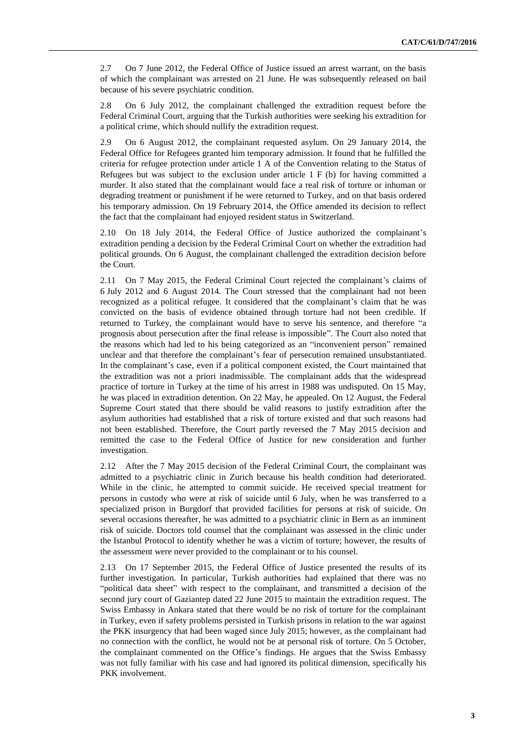2.7 On 7 June 2012, the Federal Office of Justice issued an arrest warrant, on the basis of which the complainant was arrested on 21 June. He was subsequently released on bail because of his severe psychiatric condition.

2.8 On 6 July 2012, the complainant challenged the extradition request before the Federal Criminal Court, arguing that the Turkish authorities were seeking his extradition for a political crime, which should nullify the extradition request.

2.9 On 6 August 2012, the complainant requested asylum. On 29 January 2014, the Federal Office for Refugees granted him temporary admission. It found that he fulfilled the criteria for refugee protection under article 1 A of the Convention relating to the Status of Refugees but was subject to the exclusion under article 1 F (b) for having committed a murder. It also stated that the complainant would face a real risk of torture or inhuman or degrading treatment or punishment if he were returned to Turkey, and on that basis ordered his temporary admission. On 19 February 2014, the Office amended its decision to reflect the fact that the complainant had enjoyed resident status in Switzerland.

2.10 On 18 July 2014, the Federal Office of Justice authorized the complainant's extradition pending a decision by the Federal Criminal Court on whether the extradition had political grounds. On 6 August, the complainant challenged the extradition decision before the Court.

2.11 On 7 May 2015, the Federal Criminal Court rejected the complainant's claims of 6 July 2012 and 6 August 2014. The Court stressed that the complainant had not been recognized as a political refugee. It considered that the complainant's claim that he was convicted on the basis of evidence obtained through torture had not been credible. If returned to Turkey, the complainant would have to serve his sentence, and therefore "a prognosis about persecution after the final release is impossible". The Court also noted that the reasons which had led to his being categorized as an "inconvenient person" remained unclear and that therefore the complainant's fear of persecution remained unsubstantiated. In the complainant's case, even if a political component existed, the Court maintained that the extradition was not a priori inadmissible. The complainant adds that the widespread practice of torture in Turkey at the time of his arrest in 1988 was undisputed. On 15 May, he was placed in extradition detention. On 22 May, he appealed. On 12 August, the Federal Supreme Court stated that there should be valid reasons to justify extradition after the asylum authorities had established that a risk of torture existed and that such reasons had not been established. Therefore, the Court partly reversed the 7 May 2015 decision and remitted the case to the Federal Office of Justice for new consideration and further investigation.

2.12 After the 7 May 2015 decision of the Federal Criminal Court, the complainant was admitted to a psychiatric clinic in Zurich because his health condition had deteriorated. While in the clinic, he attempted to commit suicide. He received special treatment for persons in custody who were at risk of suicide until 6 July, when he was transferred to a specialized prison in Burgdorf that provided facilities for persons at risk of suicide. On several occasions thereafter, he was admitted to a psychiatric clinic in Bern as an imminent risk of suicide. Doctors told counsel that the complainant was assessed in the clinic under the Istanbul Protocol to identify whether he was a victim of torture; however, the results of the assessment were never provided to the complainant or to his counsel.

2.13 On 17 September 2015, the Federal Office of Justice presented the results of its further investigation. In particular, Turkish authorities had explained that there was no "political data sheet" with respect to the complainant, and transmitted a decision of the second jury court of Gaziantep dated 22 June 2015 to maintain the extradition request. The Swiss Embassy in Ankara stated that there would be no risk of torture for the complainant in Turkey, even if safety problems persisted in Turkish prisons in relation to the war against the PKK insurgency that had been waged since July 2015; however, as the complainant had no connection with the conflict, he would not be at personal risk of torture. On 5 October, the complainant commented on the Office's findings. He argues that the Swiss Embassy was not fully familiar with his case and had ignored its political dimension, specifically his PKK involvement.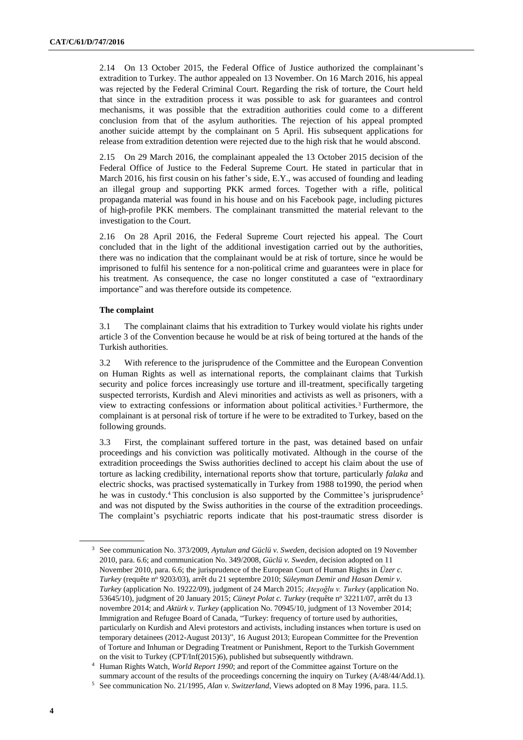2.14 On 13 October 2015, the Federal Office of Justice authorized the complainant's extradition to Turkey. The author appealed on 13 November. On 16 March 2016, his appeal was rejected by the Federal Criminal Court. Regarding the risk of torture, the Court held that since in the extradition process it was possible to ask for guarantees and control mechanisms, it was possible that the extradition authorities could come to a different conclusion from that of the asylum authorities. The rejection of his appeal prompted another suicide attempt by the complainant on 5 April. His subsequent applications for release from extradition detention were rejected due to the high risk that he would abscond.

2.15 On 29 March 2016, the complainant appealed the 13 October 2015 decision of the Federal Office of Justice to the Federal Supreme Court. He stated in particular that in March 2016, his first cousin on his father's side, E.Y., was accused of founding and leading an illegal group and supporting PKK armed forces. Together with a rifle, political propaganda material was found in his house and on his Facebook page, including pictures of high-profile PKK members. The complainant transmitted the material relevant to the investigation to the Court.

2.16 On 28 April 2016, the Federal Supreme Court rejected his appeal. The Court concluded that in the light of the additional investigation carried out by the authorities, there was no indication that the complainant would be at risk of torture, since he would be imprisoned to fulfil his sentence for a non-political crime and guarantees were in place for his treatment. As consequence, the case no longer constituted a case of "extraordinary importance" and was therefore outside its competence.

**The complaint**

3.1 The complainant claims that his extradition to Turkey would violate his rights under article 3 of the Convention because he would be at risk of being tortured at the hands of the Turkish authorities.

3.2 With reference to the jurisprudence of the Committee and the European Convention on Human Rights as well as international reports, the complainant claims that Turkish security and police forces increasingly use torture and ill-treatment, specifically targeting suspected terrorists, Kurdish and Alevi minorities and activists as well as prisoners, with a view to extracting confessions or information about political activities.[3] Furthermore, the complainant is at personal risk of torture if he were to be extradited to Turkey, based on the following grounds.

3.3 First, the complainant suffered torture in the past, was detained based on unfair proceedings and his conviction was politically motivated. Although in the course of the extradition proceedings the Swiss authorities declined to accept his claim about the use of torture as lacking credibility, international reports show that torture, particularly *falaka* and electric shocks, was practised systematically in Turkey from 1988 to1990, the period when he was in custody.[4] This conclusion is also supported by the Committee's jurisprudence[5] and was not disputed by the Swiss authorities in the course of the extradition proceedings. The complaint's psychiatric reports indicate that his post-traumatic stress disorder is

---

[3] See communication No. 373/2009, *Aytulun and Güclü v. Sweden*, decision adopted on 19 November 2010, para. 6.6; and communication No. 349/2008, *Güclü v. Sweden*, decision adopted on 11 November 2010, para. 6.6; the jurisprudence of the European Court of Human Rights in *Üzer c. Turkey* (requête nº 9203/03), arrêt du 21 septembre 2010; *Süleyman Demir and Hasan Demir v. Turkey* (application No. 19222/09), judgment of 24 March 2015; *Ateşoğlu v. Turkey* (application No. 53645/10), judgment of 20 January 2015; *Cüneyt Polat c. Turkey* (requête nº 32211/07, arrêt du 13 novembre 2014; and *Aktürk v. Turkey* (application No. 70945/10, judgment of 13 November 2014; Immigration and Refugee Board of Canada, "Turkey: frequency of torture used by authorities, particularly on Kurdish and Alevi protestors and activists, including instances when torture is used on temporary detainees (2012-August 2013)", 16 August 2013; European Committee for the Prevention of Torture and Inhuman or Degrading Treatment or Punishment, Report to the Turkish Government on the visit to Turkey (CPT/Inf(2015)6), published but subsequently withdrawn.

[4] Human Rights Watch, *World Report 1990*; and report of the Committee against Torture on the summary account of the results of the proceedings concerning the inquiry on Turkey (A/48/44/Add.1).

[5] See communication No. 21/1995, *Alan v. Switzerland*, Views adopted on 8 May 1996, para. 11.5.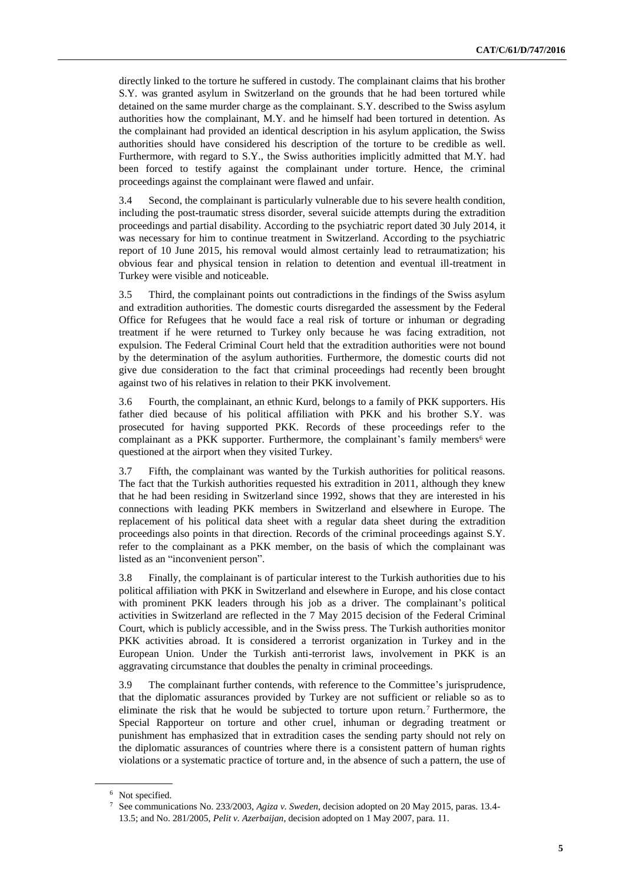directly linked to the torture he suffered in custody. The complainant claims that his brother S.Y. was granted asylum in Switzerland on the grounds that he had been tortured while detained on the same murder charge as the complainant. S.Y. described to the Swiss asylum authorities how the complainant, M.Y. and he himself had been tortured in detention. As the complainant had provided an identical description in his asylum application, the Swiss authorities should have considered his description of the torture to be credible as well. Furthermore, with regard to S.Y., the Swiss authorities implicitly admitted that M.Y. had been forced to testify against the complainant under torture. Hence, the criminal proceedings against the complainant were flawed and unfair.

3.4 Second, the complainant is particularly vulnerable due to his severe health condition, including the post-traumatic stress disorder, several suicide attempts during the extradition proceedings and partial disability. According to the psychiatric report dated 30 July 2014, it was necessary for him to continue treatment in Switzerland. According to the psychiatric report of 10 June 2015, his removal would almost certainly lead to retraumatization; his obvious fear and physical tension in relation to detention and eventual ill-treatment in Turkey were visible and noticeable.

3.5 Third, the complainant points out contradictions in the findings of the Swiss asylum and extradition authorities. The domestic courts disregarded the assessment by the Federal Office for Refugees that he would face a real risk of torture or inhuman or degrading treatment if he were returned to Turkey only because he was facing extradition, not expulsion. The Federal Criminal Court held that the extradition authorities were not bound by the determination of the asylum authorities. Furthermore, the domestic courts did not give due consideration to the fact that criminal proceedings had recently been brought against two of his relatives in relation to their PKK involvement.

3.6 Fourth, the complainant, an ethnic Kurd, belongs to a family of PKK supporters. His father died because of his political affiliation with PKK and his brother S.Y. was prosecuted for having supported PKK. Records of these proceedings refer to the complainant as a PKK supporter. Furthermore, the complainant's family members[6] were questioned at the airport when they visited Turkey.

3.7 Fifth, the complainant was wanted by the Turkish authorities for political reasons. The fact that the Turkish authorities requested his extradition in 2011, although they knew that he had been residing in Switzerland since 1992, shows that they are interested in his connections with leading PKK members in Switzerland and elsewhere in Europe. The replacement of his political data sheet with a regular data sheet during the extradition proceedings also points in that direction. Records of the criminal proceedings against S.Y. refer to the complainant as a PKK member, on the basis of which the complainant was listed as an "inconvenient person".

3.8 Finally, the complainant is of particular interest to the Turkish authorities due to his political affiliation with PKK in Switzerland and elsewhere in Europe, and his close contact with prominent PKK leaders through his job as a driver. The complainant's political activities in Switzerland are reflected in the 7 May 2015 decision of the Federal Criminal Court, which is publicly accessible, and in the Swiss press. The Turkish authorities monitor PKK activities abroad. It is considered a terrorist organization in Turkey and in the European Union. Under the Turkish anti-terrorist laws, involvement in PKK is an aggravating circumstance that doubles the penalty in criminal proceedings.

3.9 The complainant further contends, with reference to the Committee's jurisprudence, that the diplomatic assurances provided by Turkey are not sufficient or reliable so as to eliminate the risk that he would be subjected to torture upon return.[7] Furthermore, the Special Rapporteur on torture and other cruel, inhuman or degrading treatment or punishment has emphasized that in extradition cases the sending party should not rely on the diplomatic assurances of countries where there is a consistent pattern of human rights violations or a systematic practice of torture and, in the absence of such a pattern, the use of

---

[6] Not specified.

[7] See communications No. 233/2003, *Agiza v. Sweden*, decision adopted on 20 May 2015, paras. 13.4-13.5; and No. 281/2005, *Pelit v. Azerbaijan*, decision adopted on 1 May 2007, para. 11.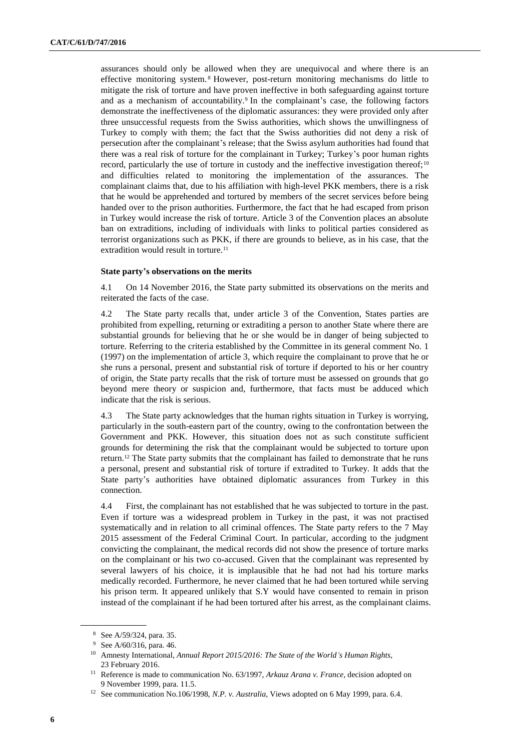assurances should only be allowed when they are unequivocal and where there is an effective monitoring system.[8] However, post-return monitoring mechanisms do little to mitigate the risk of torture and have proven ineffective in both safeguarding against torture and as a mechanism of accountability.[9] In the complainant's case, the following factors demonstrate the ineffectiveness of the diplomatic assurances: they were provided only after three unsuccessful requests from the Swiss authorities, which shows the unwillingness of Turkey to comply with them; the fact that the Swiss authorities did not deny a risk of persecution after the complainant's release; that the Swiss asylum authorities had found that there was a real risk of torture for the complainant in Turkey; Turkey's poor human rights record, particularly the use of torture in custody and the ineffective investigation thereof;[10] and difficulties related to monitoring the implementation of the assurances. The complainant claims that, due to his affiliation with high-level PKK members, there is a risk that he would be apprehended and tortured by members of the secret services before being handed over to the prison authorities. Furthermore, the fact that he had escaped from prison in Turkey would increase the risk of torture. Article 3 of the Convention places an absolute ban on extraditions, including of individuals with links to political parties considered as terrorist organizations such as PKK, if there are grounds to believe, as in his case, that the extradition would result in torture.[11]

### State party's observations on the merits

4.1 On 14 November 2016, the State party submitted its observations on the merits and reiterated the facts of the case.

4.2 The State party recalls that, under article 3 of the Convention, States parties are prohibited from expelling, returning or extraditing a person to another State where there are substantial grounds for believing that he or she would be in danger of being subjected to torture. Referring to the criteria established by the Committee in its general comment No. 1 (1997) on the implementation of article 3, which require the complainant to prove that he or she runs a personal, present and substantial risk of torture if deported to his or her country of origin, the State party recalls that the risk of torture must be assessed on grounds that go beyond mere theory or suspicion and, furthermore, that facts must be adduced which indicate that the risk is serious.

4.3 The State party acknowledges that the human rights situation in Turkey is worrying, particularly in the south-eastern part of the country, owing to the confrontation between the Government and PKK. However, this situation does not as such constitute sufficient grounds for determining the risk that the complainant would be subjected to torture upon return.[12] The State party submits that the complainant has failed to demonstrate that he runs a personal, present and substantial risk of torture if extradited to Turkey. It adds that the State party's authorities have obtained diplomatic assurances from Turkey in this connection.

4.4 First, the complainant has not established that he was subjected to torture in the past. Even if torture was a widespread problem in Turkey in the past, it was not practised systematically and in relation to all criminal offences. The State party refers to the 7 May 2015 assessment of the Federal Criminal Court. In particular, according to the judgment convicting the complainant, the medical records did not show the presence of torture marks on the complainant or his two co-accused. Given that the complainant was represented by several lawyers of his choice, it is implausible that he had not had his torture marks medically recorded. Furthermore, he never claimed that he had been tortured while serving his prison term. It appeared unlikely that S.Y would have consented to remain in prison instead of the complainant if he had been tortured after his arrest, as the complainant claims.

---

[8] See A/59/324, para. 35.

[9] See A/60/316, para. 46.

[10] Amnesty International, *Annual Report 2015/2016: The State of the World's Human Rights*, 23 February 2016.

[11] Reference is made to communication No. 63/1997, *Arkauz Arana v. France*, decision adopted on 9 November 1999, para. 11.5.

[12] See communication No.106/1998, *N.P. v. Australia*, Views adopted on 6 May 1999, para. 6.4.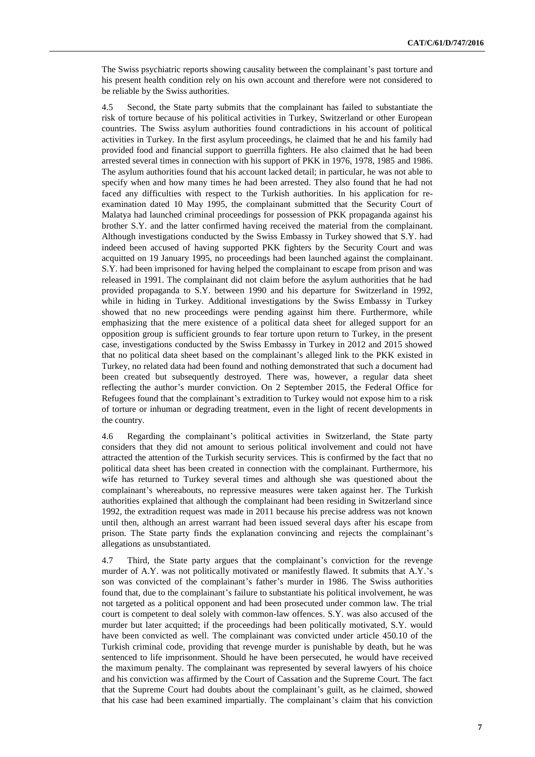The Swiss psychiatric reports showing causality between the complainant's past torture and his present health condition rely on his own account and therefore were not considered to be reliable by the Swiss authorities.

4.5 Second, the State party submits that the complainant has failed to substantiate the risk of torture because of his political activities in Turkey, Switzerland or other European countries. The Swiss asylum authorities found contradictions in his account of political activities in Turkey. In the first asylum proceedings, he claimed that he and his family had provided food and financial support to guerrilla fighters. He also claimed that he had been arrested several times in connection with his support of PKK in 1976, 1978, 1985 and 1986. The asylum authorities found that his account lacked detail; in particular, he was not able to specify when and how many times he had been arrested. They also found that he had not faced any difficulties with respect to the Turkish authorities. In his application for re-examination dated 10 May 1995, the complainant submitted that the Security Court of Malatya had launched criminal proceedings for possession of PKK propaganda against his brother S.Y. and the latter confirmed having received the material from the complainant. Although investigations conducted by the Swiss Embassy in Turkey showed that S.Y. had indeed been accused of having supported PKK fighters by the Security Court and was acquitted on 19 January 1995, no proceedings had been launched against the complainant. S.Y. had been imprisoned for having helped the complainant to escape from prison and was released in 1991. The complainant did not claim before the asylum authorities that he had provided propaganda to S.Y. between 1990 and his departure for Switzerland in 1992, while in hiding in Turkey. Additional investigations by the Swiss Embassy in Turkey showed that no new proceedings were pending against him there. Furthermore, while emphasizing that the mere existence of a political data sheet for alleged support for an opposition group is sufficient grounds to fear torture upon return to Turkey, in the present case, investigations conducted by the Swiss Embassy in Turkey in 2012 and 2015 showed that no political data sheet based on the complainant's alleged link to the PKK existed in Turkey, no related data had been found and nothing demonstrated that such a document had been created but subsequently destroyed. There was, however, a regular data sheet reflecting the author's murder conviction. On 2 September 2015, the Federal Office for Refugees found that the complainant's extradition to Turkey would not expose him to a risk of torture or inhuman or degrading treatment, even in the light of recent developments in the country.

4.6 Regarding the complainant's political activities in Switzerland, the State party considers that they did not amount to serious political involvement and could not have attracted the attention of the Turkish security services. This is confirmed by the fact that no political data sheet has been created in connection with the complainant. Furthermore, his wife has returned to Turkey several times and although she was questioned about the complainant's whereabouts, no repressive measures were taken against her. The Turkish authorities explained that although the complainant had been residing in Switzerland since 1992, the extradition request was made in 2011 because his precise address was not known until then, although an arrest warrant had been issued several days after his escape from prison. The State party finds the explanation convincing and rejects the complainant's allegations as unsubstantiated.

4.7 Third, the State party argues that the complainant's conviction for the revenge murder of A.Y. was not politically motivated or manifestly flawed. It submits that A.Y.'s son was convicted of the complainant's father's murder in 1986. The Swiss authorities found that, due to the complainant's failure to substantiate his political involvement, he was not targeted as a political opponent and had been prosecuted under common law. The trial court is competent to deal solely with common-law offences. S.Y. was also accused of the murder but later acquitted; if the proceedings had been politically motivated, S.Y. would have been convicted as well. The complainant was convicted under article 450.10 of the Turkish criminal code, providing that revenge murder is punishable by death, but he was sentenced to life imprisonment. Should he have been persecuted, he would have received the maximum penalty. The complainant was represented by several lawyers of his choice and his conviction was affirmed by the Court of Cassation and the Supreme Court. The fact that the Supreme Court had doubts about the complainant's guilt, as he claimed, showed that his case had been examined impartially. The complainant's claim that his conviction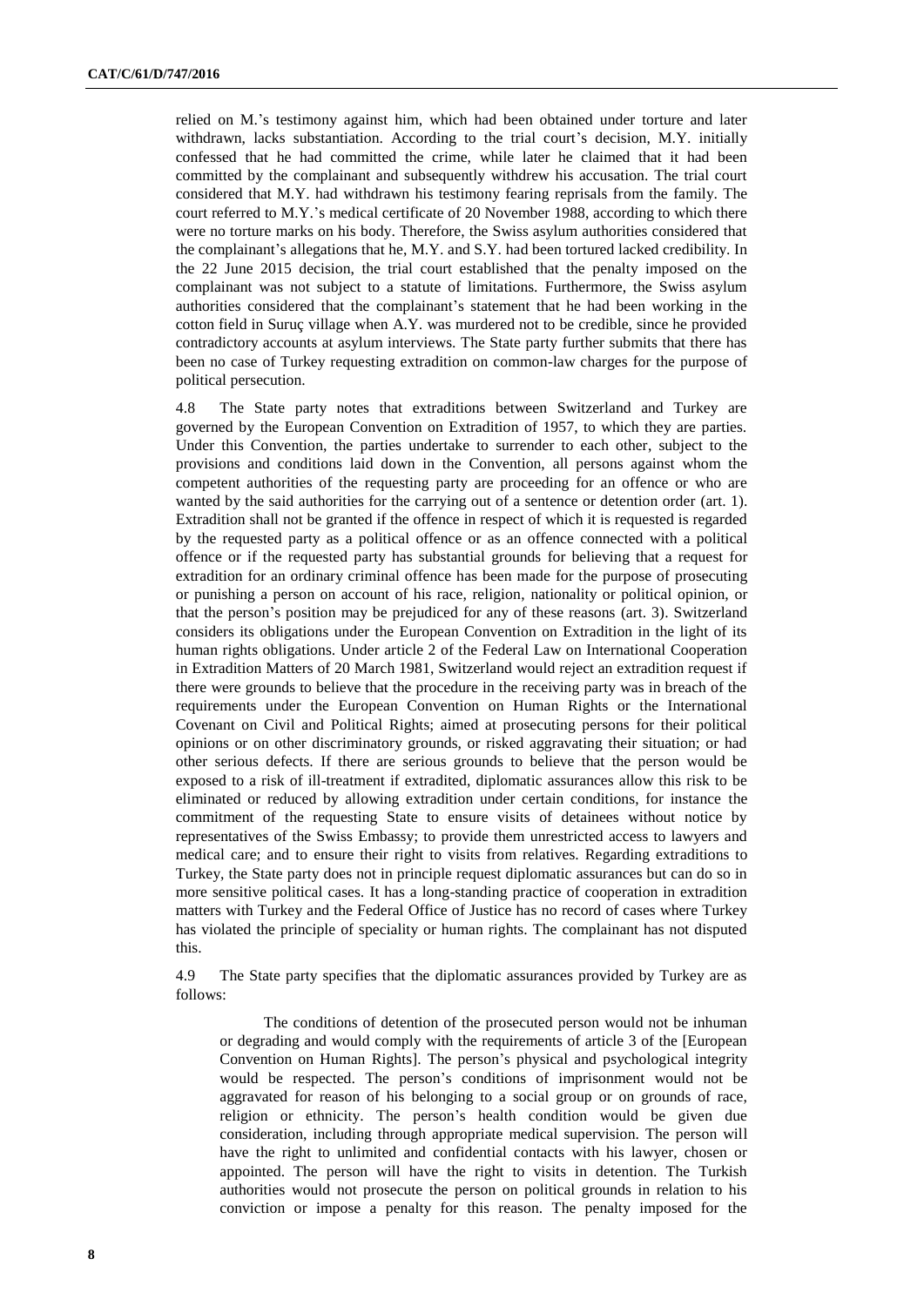relied on M.'s testimony against him, which had been obtained under torture and later withdrawn, lacks substantiation. According to the trial court's decision, M.Y. initially confessed that he had committed the crime, while later he claimed that it had been committed by the complainant and subsequently withdrew his accusation. The trial court considered that M.Y. had withdrawn his testimony fearing reprisals from the family. The court referred to M.Y.'s medical certificate of 20 November 1988, according to which there were no torture marks on his body. Therefore, the Swiss asylum authorities considered that the complainant's allegations that he, M.Y. and S.Y. had been tortured lacked credibility. In the 22 June 2015 decision, the trial court established that the penalty imposed on the complainant was not subject to a statute of limitations. Furthermore, the Swiss asylum authorities considered that the complainant's statement that he had been working in the cotton field in Suruç village when A.Y. was murdered not to be credible, since he provided contradictory accounts at asylum interviews. The State party further submits that there has been no case of Turkey requesting extradition on common-law charges for the purpose of political persecution.

4.8 The State party notes that extraditions between Switzerland and Turkey are governed by the European Convention on Extradition of 1957, to which they are parties. Under this Convention, the parties undertake to surrender to each other, subject to the provisions and conditions laid down in the Convention, all persons against whom the competent authorities of the requesting party are proceeding for an offence or who are wanted by the said authorities for the carrying out of a sentence or detention order (art. 1). Extradition shall not be granted if the offence in respect of which it is requested is regarded by the requested party as a political offence or as an offence connected with a political offence or if the requested party has substantial grounds for believing that a request for extradition for an ordinary criminal offence has been made for the purpose of prosecuting or punishing a person on account of his race, religion, nationality or political opinion, or that the person's position may be prejudiced for any of these reasons (art. 3). Switzerland considers its obligations under the European Convention on Extradition in the light of its human rights obligations. Under article 2 of the Federal Law on International Cooperation in Extradition Matters of 20 March 1981, Switzerland would reject an extradition request if there were grounds to believe that the procedure in the receiving party was in breach of the requirements under the European Convention on Human Rights or the International Covenant on Civil and Political Rights; aimed at prosecuting persons for their political opinions or on other discriminatory grounds, or risked aggravating their situation; or had other serious defects. If there are serious grounds to believe that the person would be exposed to a risk of ill-treatment if extradited, diplomatic assurances allow this risk to be eliminated or reduced by allowing extradition under certain conditions, for instance the commitment of the requesting State to ensure visits of detainees without notice by representatives of the Swiss Embassy; to provide them unrestricted access to lawyers and medical care; and to ensure their right to visits from relatives. Regarding extraditions to Turkey, the State party does not in principle request diplomatic assurances but can do so in more sensitive political cases. It has a long-standing practice of cooperation in extradition matters with Turkey and the Federal Office of Justice has no record of cases where Turkey has violated the principle of speciality or human rights. The complainant has not disputed this.

4.9 The State party specifies that the diplomatic assurances provided by Turkey are as follows:

> The conditions of detention of the prosecuted person would not be inhuman or degrading and would comply with the requirements of article 3 of the [European Convention on Human Rights]. The person's physical and psychological integrity would be respected. The person's conditions of imprisonment would not be aggravated for reason of his belonging to a social group or on grounds of race, religion or ethnicity. The person's health condition would be given due consideration, including through appropriate medical supervision. The person will have the right to unlimited and confidential contacts with his lawyer, chosen or appointed. The person will have the right to visits in detention. The Turkish authorities would not prosecute the person on political grounds in relation to his conviction or impose a penalty for this reason. The penalty imposed for the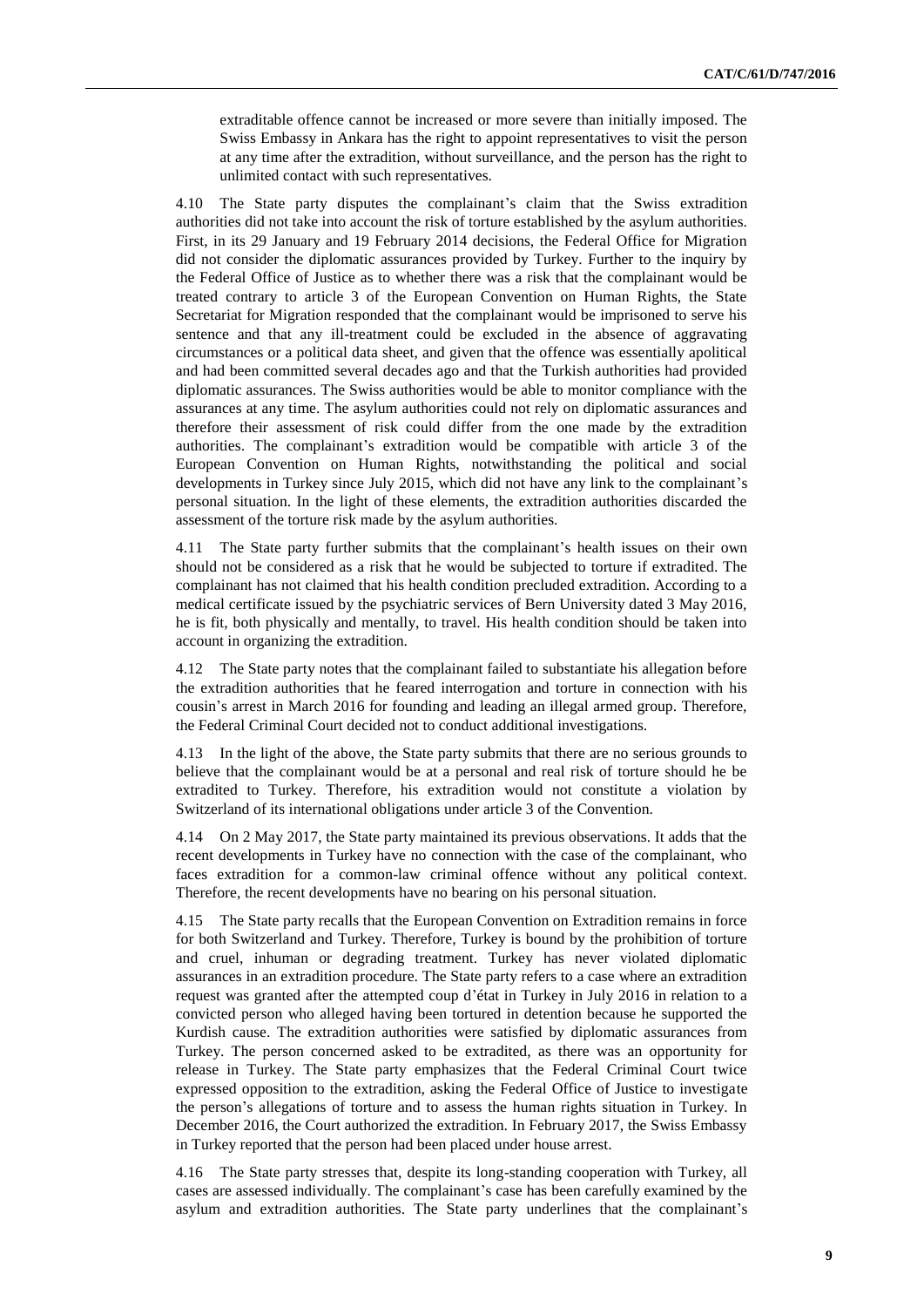extraditable offence cannot be increased or more severe than initially imposed. The Swiss Embassy in Ankara has the right to appoint representatives to visit the person at any time after the extradition, without surveillance, and the person has the right to unlimited contact with such representatives.

4.10 The State party disputes the complainant's claim that the Swiss extradition authorities did not take into account the risk of torture established by the asylum authorities. First, in its 29 January and 19 February 2014 decisions, the Federal Office for Migration did not consider the diplomatic assurances provided by Turkey. Further to the inquiry by the Federal Office of Justice as to whether there was a risk that the complainant would be treated contrary to article 3 of the European Convention on Human Rights, the State Secretariat for Migration responded that the complainant would be imprisoned to serve his sentence and that any ill-treatment could be excluded in the absence of aggravating circumstances or a political data sheet, and given that the offence was essentially apolitical and had been committed several decades ago and that the Turkish authorities had provided diplomatic assurances. The Swiss authorities would be able to monitor compliance with the assurances at any time. The asylum authorities could not rely on diplomatic assurances and therefore their assessment of risk could differ from the one made by the extradition authorities. The complainant's extradition would be compatible with article 3 of the European Convention on Human Rights, notwithstanding the political and social developments in Turkey since July 2015, which did not have any link to the complainant's personal situation. In the light of these elements, the extradition authorities discarded the assessment of the torture risk made by the asylum authorities.

4.11 The State party further submits that the complainant's health issues on their own should not be considered as a risk that he would be subjected to torture if extradited. The complainant has not claimed that his health condition precluded extradition. According to a medical certificate issued by the psychiatric services of Bern University dated 3 May 2016, he is fit, both physically and mentally, to travel. His health condition should be taken into account in organizing the extradition.

4.12 The State party notes that the complainant failed to substantiate his allegation before the extradition authorities that he feared interrogation and torture in connection with his cousin's arrest in March 2016 for founding and leading an illegal armed group. Therefore, the Federal Criminal Court decided not to conduct additional investigations.

4.13 In the light of the above, the State party submits that there are no serious grounds to believe that the complainant would be at a personal and real risk of torture should he be extradited to Turkey. Therefore, his extradition would not constitute a violation by Switzerland of its international obligations under article 3 of the Convention.

4.14 On 2 May 2017, the State party maintained its previous observations. It adds that the recent developments in Turkey have no connection with the case of the complainant, who faces extradition for a common-law criminal offence without any political context. Therefore, the recent developments have no bearing on his personal situation.

4.15 The State party recalls that the European Convention on Extradition remains in force for both Switzerland and Turkey. Therefore, Turkey is bound by the prohibition of torture and cruel, inhuman or degrading treatment. Turkey has never violated diplomatic assurances in an extradition procedure. The State party refers to a case where an extradition request was granted after the attempted coup d'état in Turkey in July 2016 in relation to a convicted person who alleged having been tortured in detention because he supported the Kurdish cause. The extradition authorities were satisfied by diplomatic assurances from Turkey. The person concerned asked to be extradited, as there was an opportunity for release in Turkey. The State party emphasizes that the Federal Criminal Court twice expressed opposition to the extradition, asking the Federal Office of Justice to investigate the person's allegations of torture and to assess the human rights situation in Turkey. In December 2016, the Court authorized the extradition. In February 2017, the Swiss Embassy in Turkey reported that the person had been placed under house arrest.

4.16 The State party stresses that, despite its long-standing cooperation with Turkey, all cases are assessed individually. The complainant's case has been carefully examined by the asylum and extradition authorities. The State party underlines that the complainant's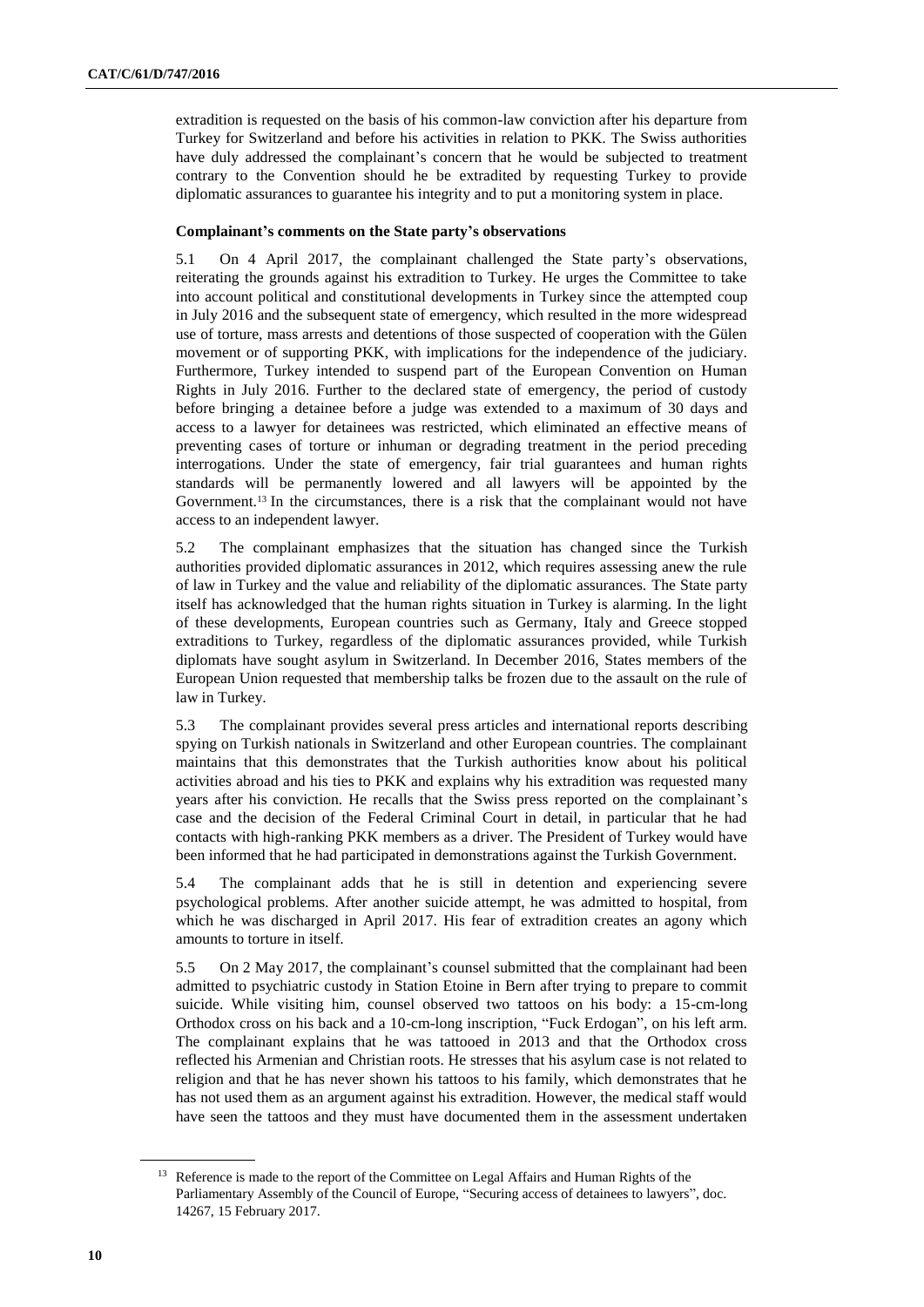extradition is requested on the basis of his common-law conviction after his departure from Turkey for Switzerland and before his activities in relation to PKK. The Swiss authorities have duly addressed the complainant's concern that he would be subjected to treatment contrary to the Convention should he be extradited by requesting Turkey to provide diplomatic assurances to guarantee his integrity and to put a monitoring system in place.

**Complainant's comments on the State party's observations**

5.1 On 4 April 2017, the complainant challenged the State party's observations, reiterating the grounds against his extradition to Turkey. He urges the Committee to take into account political and constitutional developments in Turkey since the attempted coup in July 2016 and the subsequent state of emergency, which resulted in the more widespread use of torture, mass arrests and detentions of those suspected of cooperation with the Gülen movement or of supporting PKK, with implications for the independence of the judiciary. Furthermore, Turkey intended to suspend part of the European Convention on Human Rights in July 2016. Further to the declared state of emergency, the period of custody before bringing a detainee before a judge was extended to a maximum of 30 days and access to a lawyer for detainees was restricted, which eliminated an effective means of preventing cases of torture or inhuman or degrading treatment in the period preceding interrogations. Under the state of emergency, fair trial guarantees and human rights standards will be permanently lowered and all lawyers will be appointed by the Government.[13] In the circumstances, there is a risk that the complainant would not have access to an independent lawyer.

5.2 The complainant emphasizes that the situation has changed since the Turkish authorities provided diplomatic assurances in 2012, which requires assessing anew the rule of law in Turkey and the value and reliability of the diplomatic assurances. The State party itself has acknowledged that the human rights situation in Turkey is alarming. In the light of these developments, European countries such as Germany, Italy and Greece stopped extraditions to Turkey, regardless of the diplomatic assurances provided, while Turkish diplomats have sought asylum in Switzerland. In December 2016, States members of the European Union requested that membership talks be frozen due to the assault on the rule of law in Turkey.

5.3 The complainant provides several press articles and international reports describing spying on Turkish nationals in Switzerland and other European countries. The complainant maintains that this demonstrates that the Turkish authorities know about his political activities abroad and his ties to PKK and explains why his extradition was requested many years after his conviction. He recalls that the Swiss press reported on the complainant's case and the decision of the Federal Criminal Court in detail, in particular that he had contacts with high-ranking PKK members as a driver. The President of Turkey would have been informed that he had participated in demonstrations against the Turkish Government.

5.4 The complainant adds that he is still in detention and experiencing severe psychological problems. After another suicide attempt, he was admitted to hospital, from which he was discharged in April 2017. His fear of extradition creates an agony which amounts to torture in itself.

5.5 On 2 May 2017, the complainant's counsel submitted that the complainant had been admitted to psychiatric custody in Station Etoine in Bern after trying to prepare to commit suicide. While visiting him, counsel observed two tattoos on his body: a 15-cm-long Orthodox cross on his back and a 10-cm-long inscription, "Fuck Erdogan", on his left arm. The complainant explains that he was tattooed in 2013 and that the Orthodox cross reflected his Armenian and Christian roots. He stresses that his asylum case is not related to religion and that he has never shown his tattoos to his family, which demonstrates that he has not used them as an argument against his extradition. However, the medical staff would have seen the tattoos and they must have documented them in the assessment undertaken

[13] Reference is made to the report of the Committee on Legal Affairs and Human Rights of the Parliamentary Assembly of the Council of Europe, "Securing access of detainees to lawyers", doc. 14267, 15 February 2017.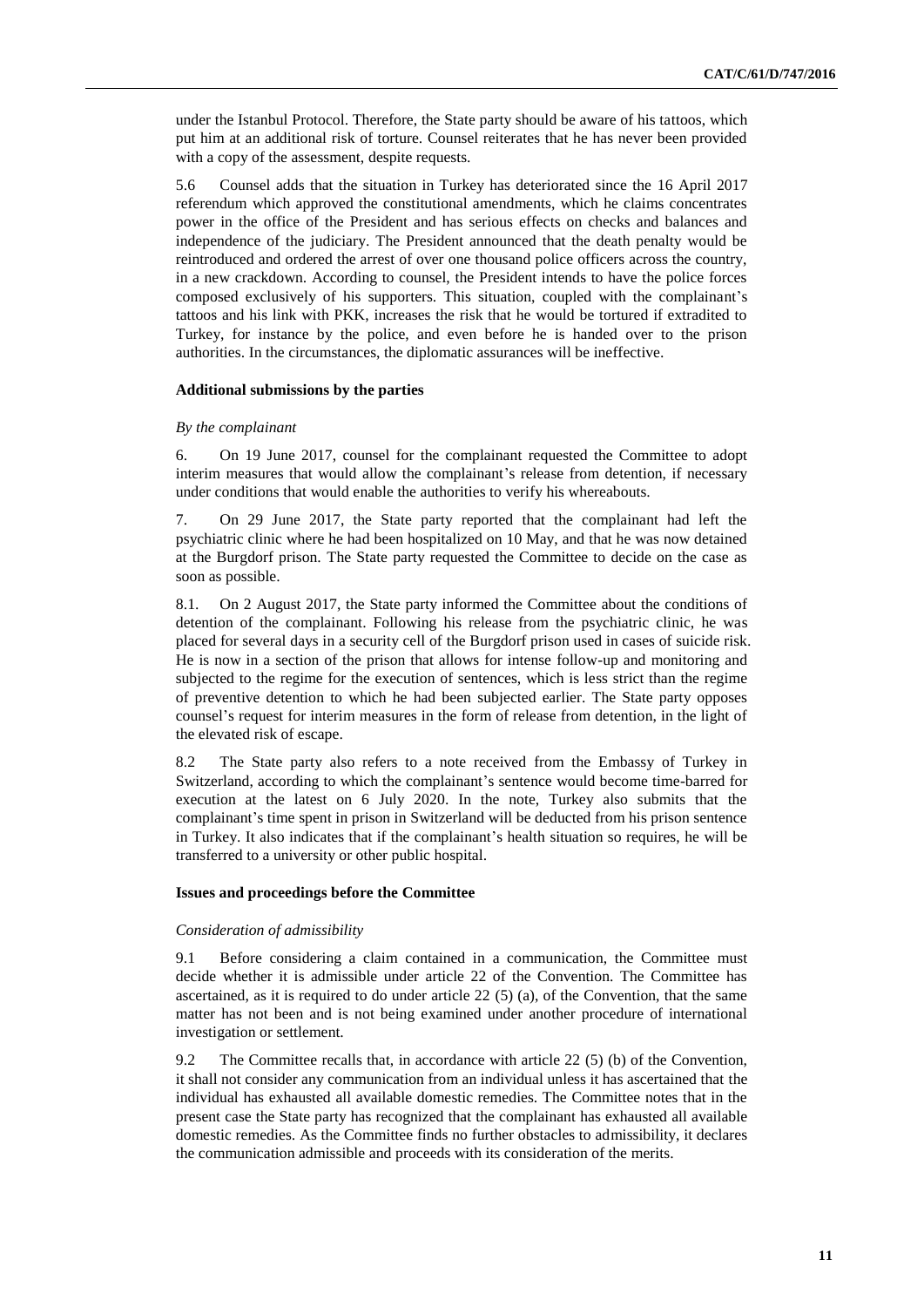under the Istanbul Protocol. Therefore, the State party should be aware of his tattoos, which put him at an additional risk of torture. Counsel reiterates that he has never been provided with a copy of the assessment, despite requests.

5.6 Counsel adds that the situation in Turkey has deteriorated since the 16 April 2017 referendum which approved the constitutional amendments, which he claims concentrates power in the office of the President and has serious effects on checks and balances and independence of the judiciary. The President announced that the death penalty would be reintroduced and ordered the arrest of over one thousand police officers across the country, in a new crackdown. According to counsel, the President intends to have the police forces composed exclusively of his supporters. This situation, coupled with the complainant's tattoos and his link with PKK, increases the risk that he would be tortured if extradited to Turkey, for instance by the police, and even before he is handed over to the prison authorities. In the circumstances, the diplomatic assurances will be ineffective.

### Additional submissions by the parties

*By the complainant*

6. On 19 June 2017, counsel for the complainant requested the Committee to adopt interim measures that would allow the complainant's release from detention, if necessary under conditions that would enable the authorities to verify his whereabouts.

7. On 29 June 2017, the State party reported that the complainant had left the psychiatric clinic where he had been hospitalized on 10 May, and that he was now detained at the Burgdorf prison. The State party requested the Committee to decide on the case as soon as possible.

8.1. On 2 August 2017, the State party informed the Committee about the conditions of detention of the complainant. Following his release from the psychiatric clinic, he was placed for several days in a security cell of the Burgdorf prison used in cases of suicide risk. He is now in a section of the prison that allows for intense follow-up and monitoring and subjected to the regime for the execution of sentences, which is less strict than the regime of preventive detention to which he had been subjected earlier. The State party opposes counsel's request for interim measures in the form of release from detention, in the light of the elevated risk of escape.

8.2 The State party also refers to a note received from the Embassy of Turkey in Switzerland, according to which the complainant's sentence would become time-barred for execution at the latest on 6 July 2020. In the note, Turkey also submits that the complainant's time spent in prison in Switzerland will be deducted from his prison sentence in Turkey. It also indicates that if the complainant's health situation so requires, he will be transferred to a university or other public hospital.

### Issues and proceedings before the Committee

*Consideration of admissibility*

9.1 Before considering a claim contained in a communication, the Committee must decide whether it is admissible under article 22 of the Convention. The Committee has ascertained, as it is required to do under article 22 (5) (a), of the Convention, that the same matter has not been and is not being examined under another procedure of international investigation or settlement.

9.2 The Committee recalls that, in accordance with article 22 (5) (b) of the Convention, it shall not consider any communication from an individual unless it has ascertained that the individual has exhausted all available domestic remedies. The Committee notes that in the present case the State party has recognized that the complainant has exhausted all available domestic remedies. As the Committee finds no further obstacles to admissibility, it declares the communication admissible and proceeds with its consideration of the merits.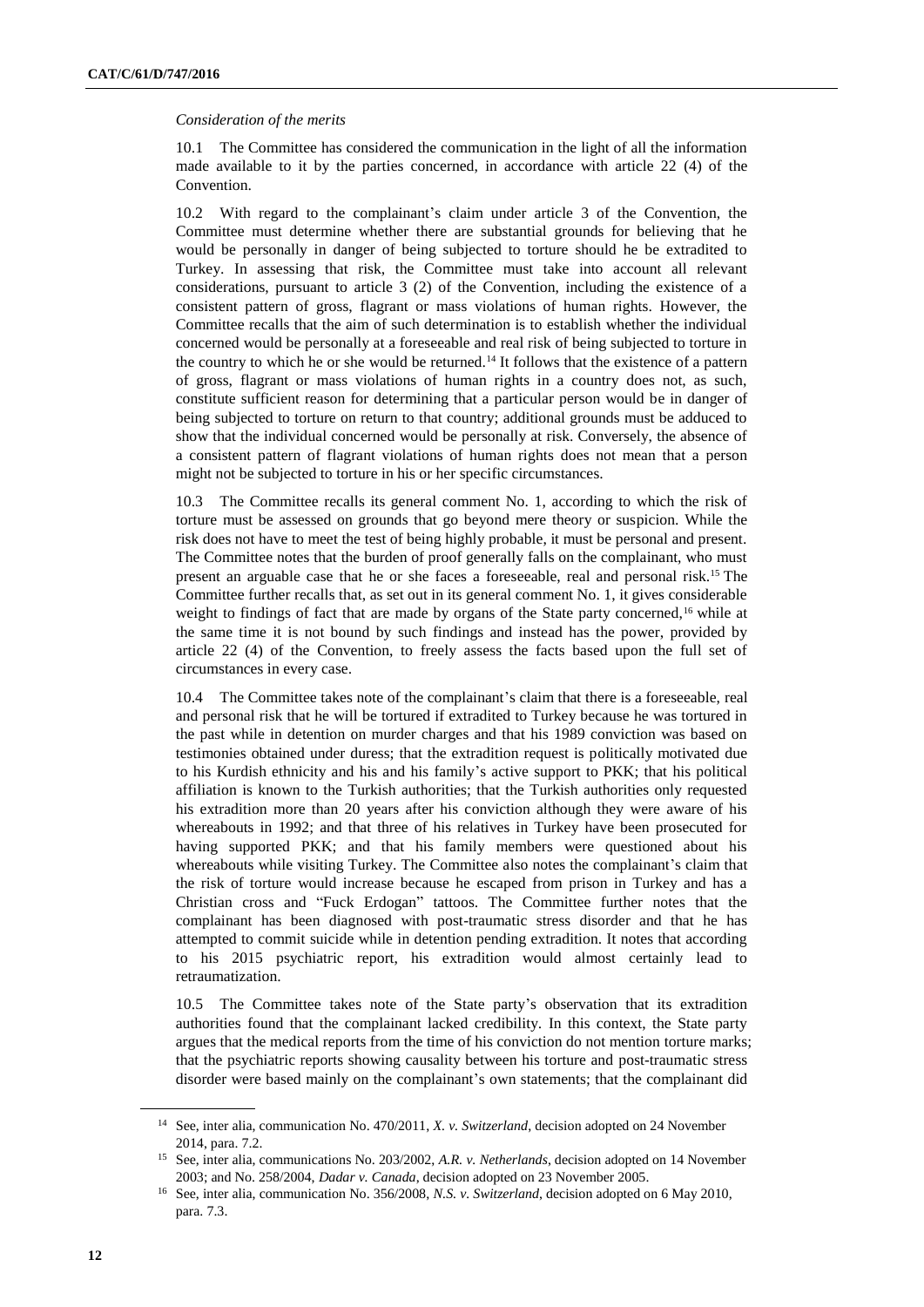*Consideration of the merits*

10.1 The Committee has considered the communication in the light of all the information made available to it by the parties concerned, in accordance with article 22 (4) of the Convention.

10.2 With regard to the complainant's claim under article 3 of the Convention, the Committee must determine whether there are substantial grounds for believing that he would be personally in danger of being subjected to torture should he be extradited to Turkey. In assessing that risk, the Committee must take into account all relevant considerations, pursuant to article 3 (2) of the Convention, including the existence of a consistent pattern of gross, flagrant or mass violations of human rights. However, the Committee recalls that the aim of such determination is to establish whether the individual concerned would be personally at a foreseeable and real risk of being subjected to torture in the country to which he or she would be returned.[14] It follows that the existence of a pattern of gross, flagrant or mass violations of human rights in a country does not, as such, constitute sufficient reason for determining that a particular person would be in danger of being subjected to torture on return to that country; additional grounds must be adduced to show that the individual concerned would be personally at risk. Conversely, the absence of a consistent pattern of flagrant violations of human rights does not mean that a person might not be subjected to torture in his or her specific circumstances.

10.3 The Committee recalls its general comment No. 1, according to which the risk of torture must be assessed on grounds that go beyond mere theory or suspicion. While the risk does not have to meet the test of being highly probable, it must be personal and present. The Committee notes that the burden of proof generally falls on the complainant, who must present an arguable case that he or she faces a foreseeable, real and personal risk.[15] The Committee further recalls that, as set out in its general comment No. 1, it gives considerable weight to findings of fact that are made by organs of the State party concerned,[16] while at the same time it is not bound by such findings and instead has the power, provided by article 22 (4) of the Convention, to freely assess the facts based upon the full set of circumstances in every case.

10.4 The Committee takes note of the complainant's claim that there is a foreseeable, real and personal risk that he will be tortured if extradited to Turkey because he was tortured in the past while in detention on murder charges and that his 1989 conviction was based on testimonies obtained under duress; that the extradition request is politically motivated due to his Kurdish ethnicity and his and his family's active support to PKK; that his political affiliation is known to the Turkish authorities; that the Turkish authorities only requested his extradition more than 20 years after his conviction although they were aware of his whereabouts in 1992; and that three of his relatives in Turkey have been prosecuted for having supported PKK; and that his family members were questioned about his whereabouts while visiting Turkey. The Committee also notes the complainant's claim that the risk of torture would increase because he escaped from prison in Turkey and has a Christian cross and "Fuck Erdogan" tattoos. The Committee further notes that the complainant has been diagnosed with post-traumatic stress disorder and that he has attempted to commit suicide while in detention pending extradition. It notes that according to his 2015 psychiatric report, his extradition would almost certainly lead to retraumatization.

10.5 The Committee takes note of the State party's observation that its extradition authorities found that the complainant lacked credibility. In this context, the State party argues that the medical reports from the time of his conviction do not mention torture marks; that the psychiatric reports showing causality between his torture and post-traumatic stress disorder were based mainly on the complainant's own statements; that the complainant did

---

[14] See, inter alia, communication No. 470/2011, *X. v. Switzerland*, decision adopted on 24 November 2014, para. 7.2.

[15] See, inter alia, communications No. 203/2002, *A.R. v. Netherlands*, decision adopted on 14 November 2003; and No. 258/2004, *Dadar v. Canada*, decision adopted on 23 November 2005.

[16] See, inter alia, communication No. 356/2008, *N.S. v. Switzerland*, decision adopted on 6 May 2010, para. 7.3.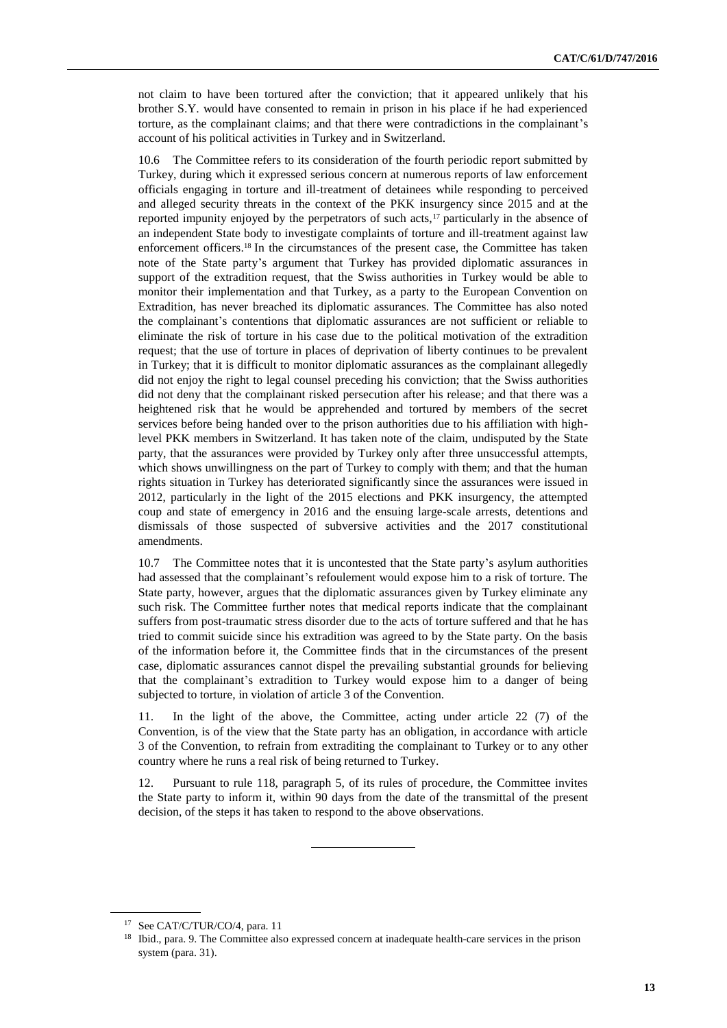not claim to have been tortured after the conviction; that it appeared unlikely that his brother S.Y. would have consented to remain in prison in his place if he had experienced torture, as the complainant claims; and that there were contradictions in the complainant's account of his political activities in Turkey and in Switzerland.

10.6 The Committee refers to its consideration of the fourth periodic report submitted by Turkey, during which it expressed serious concern at numerous reports of law enforcement officials engaging in torture and ill-treatment of detainees while responding to perceived and alleged security threats in the context of the PKK insurgency since 2015 and at the reported impunity enjoyed by the perpetrators of such acts,[17] particularly in the absence of an independent State body to investigate complaints of torture and ill-treatment against law enforcement officers.[18] In the circumstances of the present case, the Committee has taken note of the State party's argument that Turkey has provided diplomatic assurances in support of the extradition request, that the Swiss authorities in Turkey would be able to monitor their implementation and that Turkey, as a party to the European Convention on Extradition, has never breached its diplomatic assurances. The Committee has also noted the complainant's contentions that diplomatic assurances are not sufficient or reliable to eliminate the risk of torture in his case due to the political motivation of the extradition request; that the use of torture in places of deprivation of liberty continues to be prevalent in Turkey; that it is difficult to monitor diplomatic assurances as the complainant allegedly did not enjoy the right to legal counsel preceding his conviction; that the Swiss authorities did not deny that the complainant risked persecution after his release; and that there was a heightened risk that he would be apprehended and tortured by members of the secret services before being handed over to the prison authorities due to his affiliation with high-level PKK members in Switzerland. It has taken note of the claim, undisputed by the State party, that the assurances were provided by Turkey only after three unsuccessful attempts, which shows unwillingness on the part of Turkey to comply with them; and that the human rights situation in Turkey has deteriorated significantly since the assurances were issued in 2012, particularly in the light of the 2015 elections and PKK insurgency, the attempted coup and state of emergency in 2016 and the ensuing large-scale arrests, detentions and dismissals of those suspected of subversive activities and the 2017 constitutional amendments.

10.7 The Committee notes that it is uncontested that the State party's asylum authorities had assessed that the complainant's refoulement would expose him to a risk of torture. The State party, however, argues that the diplomatic assurances given by Turkey eliminate any such risk. The Committee further notes that medical reports indicate that the complainant suffers from post-traumatic stress disorder due to the acts of torture suffered and that he has tried to commit suicide since his extradition was agreed to by the State party. On the basis of the information before it, the Committee finds that in the circumstances of the present case, diplomatic assurances cannot dispel the prevailing substantial grounds for believing that the complainant's extradition to Turkey would expose him to a danger of being subjected to torture, in violation of article 3 of the Convention.

11. In the light of the above, the Committee, acting under article 22 (7) of the Convention, is of the view that the State party has an obligation, in accordance with article 3 of the Convention, to refrain from extraditing the complainant to Turkey or to any other country where he runs a real risk of being returned to Turkey.

12. Pursuant to rule 118, paragraph 5, of its rules of procedure, the Committee invites the State party to inform it, within 90 days from the date of the transmittal of the present decision, of the steps it has taken to respond to the above observations.

---

[17] See CAT/C/TUR/CO/4, para. 11

[18] Ibid., para. 9. The Committee also expressed concern at inadequate health-care services in the prison system (para. 31).